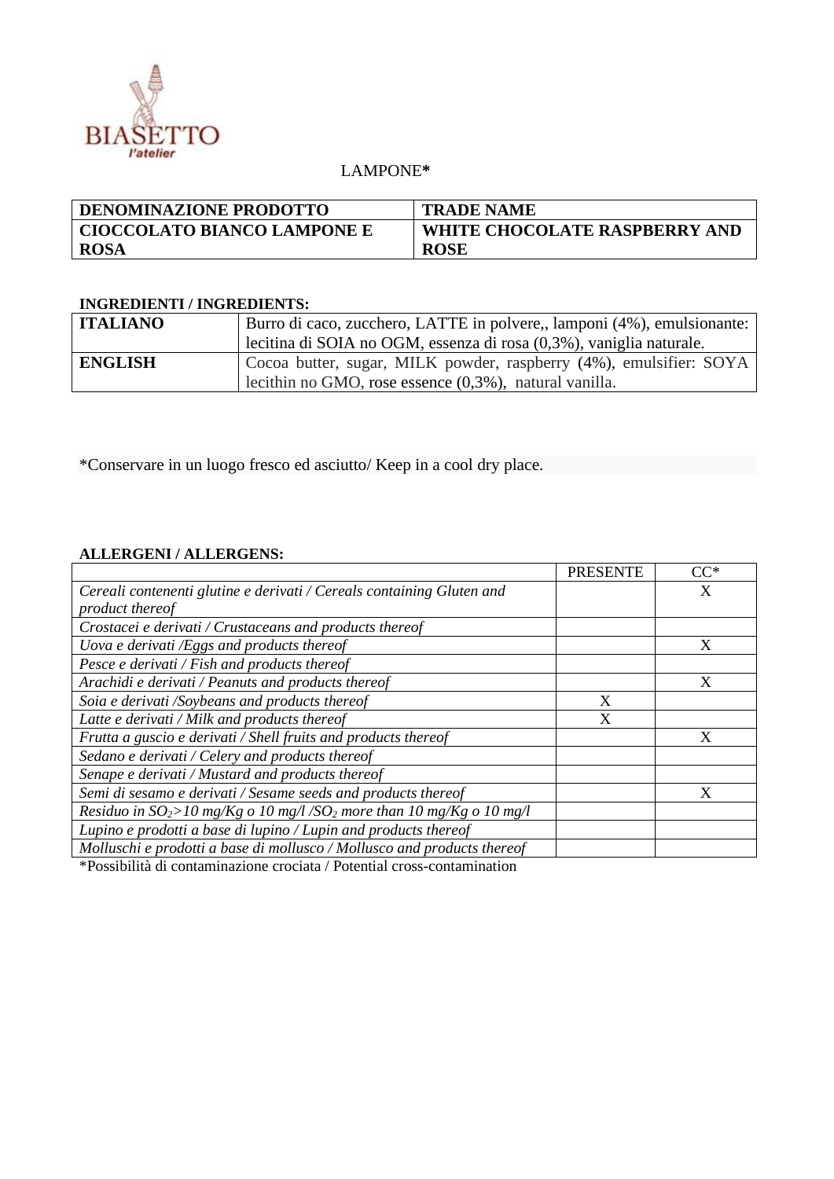BIASETTO l'atelier

LAMPONE*

| DENOMINAZIONE PRODOTTO | TRADE NAME |
| --- | --- |
| CIOCCOLATO BIANCO LAMPONE E ROSA | WHITE CHOCOLATE RASPBERRY AND ROSE |

**INGREDIENTI / INGREDIENTS:**

| | |
| --- | --- |
| **ITALIANO** | Burro di caco, zucchero, LATTE in polvere,, lamponi (4%), emulsionante: lecitina di SOIA no OGM, essenza di rosa (0,3%), vaniglia naturale. |
| **ENGLISH** | Cocoa butter, sugar, MILK powder, raspberry (4%), emulsifier: SOYA lecithin no GMO, rose essence (0,3%), natural vanilla. |

*Conservare in un luogo fresco ed asciutto/ Keep in a cool dry place.

**ALLERGENI / ALLERGENS:**

| | PRESENTE | CC* |
| --- | --- | --- |
| *Cereali contenenti glutine e derivati / Cereals containing Gluten and product thereof* | | X |
| *Crostacei e derivati / Crustaceans and products thereof* | | |
| *Uova e derivati /Eggs and products thereof* | | X |
| *Pesce e derivati / Fish and products thereof* | | |
| *Arachidi e derivati / Peanuts and products thereof* | | X |
| *Soia e derivati /Soybeans and products thereof* | X | |
| *Latte e derivati / Milk and products thereof* | X | |
| *Frutta a guscio e derivati / Shell fruits and products thereof* | | X |
| *Sedano e derivati / Celery and products thereof* | | |
| *Senape e derivati / Mustard and products thereof* | | |
| *Semi di sesamo e derivati / Sesame seeds and products thereof* | | X |
| *Residuo in $SO_2$>10 mg/Kg o 10 mg/l /$SO_2$ more than 10 mg/Kg o 10 mg/l* | | |
| *Lupino e prodotti a base di lupino / Lupin and products thereof* | | |
| *Molluschi e prodotti a base di mollusco / Mollusco and products thereof* | | |

*Possibilità di contaminazione crociata / Potential cross-contamination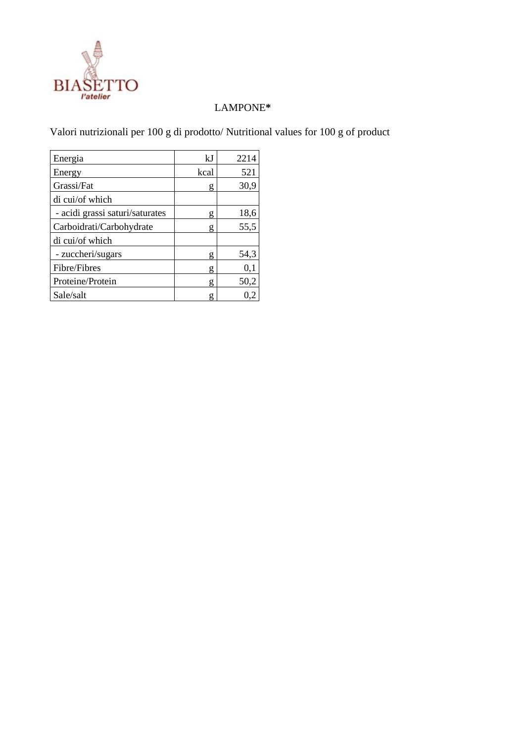BIASETTO
l'atelier

LAMPONE**

Valori nutrizionali per 100 g di prodotto/ Nutritional values for 100 g of product

| | | |
|---|---|---|
| Energia | kJ | 2214 |
| Energy | kcal | 521 |
| Grassi/Fat | g | 30,9 |
| di cui/of which | | |
| - acidi grassi saturi/saturates | g | 18,6 |
| Carboidrati/Carbohydrate | g | 55,5 |
| di cui/of which | | |
| - zuccheri/sugars | g | 54,3 |
| Fibre/Fibres | g | 0,1 |
| Proteine/Protein | g | 50,2 |
| Sale/salt | g | 0,2 |